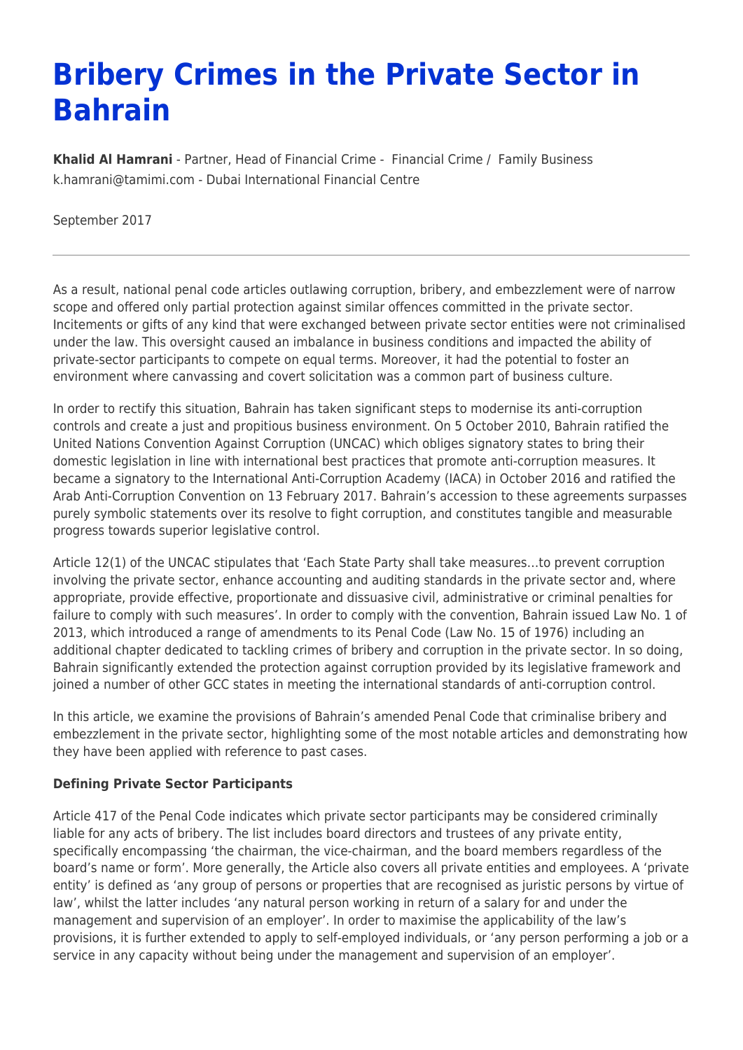# Bribery Crimes in the Private Sector in Bahrain

**Khalid Al Hamrani** - Partner, Head of Financial Crime - Financial Crime / Family Business
k.hamrani@tamimi.com - Dubai International Financial Centre

September 2017

---

As a result, national penal code articles outlawing corruption, bribery, and embezzlement were of narrow scope and offered only partial protection against similar offences committed in the private sector. Incitements or gifts of any kind that were exchanged between private sector entities were not criminalised under the law. This oversight caused an imbalance in business conditions and impacted the ability of private-sector participants to compete on equal terms. Moreover, it had the potential to foster an environment where canvassing and covert solicitation was a common part of business culture.

In order to rectify this situation, Bahrain has taken significant steps to modernise its anti-corruption controls and create a just and propitious business environment. On 5 October 2010, Bahrain ratified the United Nations Convention Against Corruption (UNCAC) which obliges signatory states to bring their domestic legislation in line with international best practices that promote anti-corruption measures. It became a signatory to the International Anti-Corruption Academy (IACA) in October 2016 and ratified the Arab Anti-Corruption Convention on 13 February 2017. Bahrain's accession to these agreements surpasses purely symbolic statements over its resolve to fight corruption, and constitutes tangible and measurable progress towards superior legislative control.

Article 12(1) of the UNCAC stipulates that 'Each State Party shall take measures…to prevent corruption involving the private sector, enhance accounting and auditing standards in the private sector and, where appropriate, provide effective, proportionate and dissuasive civil, administrative or criminal penalties for failure to comply with such measures'. In order to comply with the convention, Bahrain issued Law No. 1 of 2013, which introduced a range of amendments to its Penal Code (Law No. 15 of 1976) including an additional chapter dedicated to tackling crimes of bribery and corruption in the private sector. In so doing, Bahrain significantly extended the protection against corruption provided by its legislative framework and joined a number of other GCC states in meeting the international standards of anti-corruption control.

In this article, we examine the provisions of Bahrain's amended Penal Code that criminalise bribery and embezzlement in the private sector, highlighting some of the most notable articles and demonstrating how they have been applied with reference to past cases.

**Defining Private Sector Participants**

Article 417 of the Penal Code indicates which private sector participants may be considered criminally liable for any acts of bribery. The list includes board directors and trustees of any private entity, specifically encompassing 'the chairman, the vice-chairman, and the board members regardless of the board's name or form'. More generally, the Article also covers all private entities and employees. A 'private entity' is defined as 'any group of persons or properties that are recognised as juristic persons by virtue of law', whilst the latter includes 'any natural person working in return of a salary for and under the management and supervision of an employer'. In order to maximise the applicability of the law's provisions, it is further extended to apply to self-employed individuals, or 'any person performing a job or a service in any capacity without being under the management and supervision of an employer'.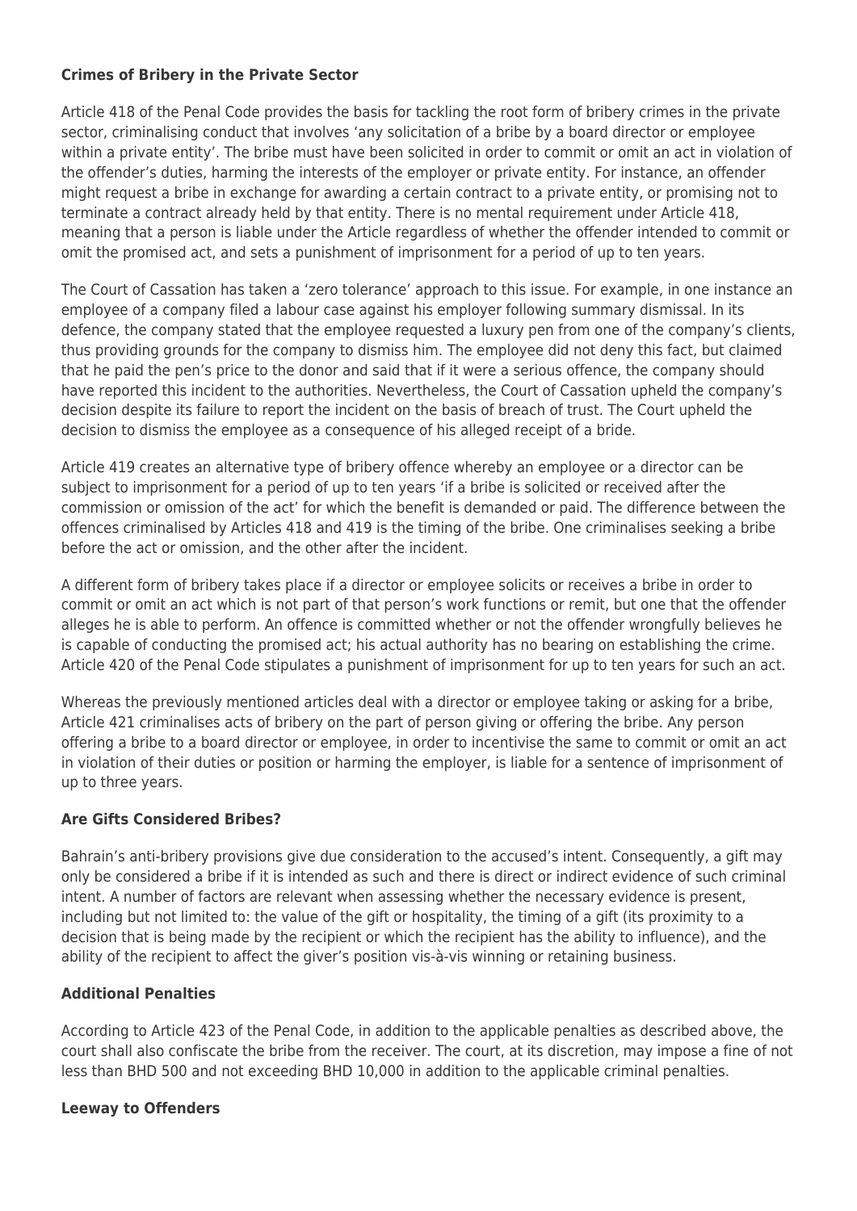### Crimes of Bribery in the Private Sector

Article 418 of the Penal Code provides the basis for tackling the root form of bribery crimes in the private sector, criminalising conduct that involves 'any solicitation of a bribe by a board director or employee within a private entity'. The bribe must have been solicited in order to commit or omit an act in violation of the offender's duties, harming the interests of the employer or private entity. For instance, an offender might request a bribe in exchange for awarding a certain contract to a private entity, or promising not to terminate a contract already held by that entity. There is no mental requirement under Article 418, meaning that a person is liable under the Article regardless of whether the offender intended to commit or omit the promised act, and sets a punishment of imprisonment for a period of up to ten years.

The Court of Cassation has taken a 'zero tolerance' approach to this issue. For example, in one instance an employee of a company filed a labour case against his employer following summary dismissal. In its defence, the company stated that the employee requested a luxury pen from one of the company's clients, thus providing grounds for the company to dismiss him. The employee did not deny this fact, but claimed that he paid the pen's price to the donor and said that if it were a serious offence, the company should have reported this incident to the authorities. Nevertheless, the Court of Cassation upheld the company's decision despite its failure to report the incident on the basis of breach of trust. The Court upheld the decision to dismiss the employee as a consequence of his alleged receipt of a bride.

Article 419 creates an alternative type of bribery offence whereby an employee or a director can be subject to imprisonment for a period of up to ten years 'if a bribe is solicited or received after the commission or omission of the act' for which the benefit is demanded or paid. The difference between the offences criminalised by Articles 418 and 419 is the timing of the bribe. One criminalises seeking a bribe before the act or omission, and the other after the incident.

A different form of bribery takes place if a director or employee solicits or receives a bribe in order to commit or omit an act which is not part of that person's work functions or remit, but one that the offender alleges he is able to perform. An offence is committed whether or not the offender wrongfully believes he is capable of conducting the promised act; his actual authority has no bearing on establishing the crime. Article 420 of the Penal Code stipulates a punishment of imprisonment for up to ten years for such an act.

Whereas the previously mentioned articles deal with a director or employee taking or asking for a bribe, Article 421 criminalises acts of bribery on the part of person giving or offering the bribe. Any person offering a bribe to a board director or employee, in order to incentivise the same to commit or omit an act in violation of their duties or position or harming the employer, is liable for a sentence of imprisonment of up to three years.

### Are Gifts Considered Bribes?

Bahrain's anti-bribery provisions give due consideration to the accused's intent. Consequently, a gift may only be considered a bribe if it is intended as such and there is direct or indirect evidence of such criminal intent. A number of factors are relevant when assessing whether the necessary evidence is present, including but not limited to: the value of the gift or hospitality, the timing of a gift (its proximity to a decision that is being made by the recipient or which the recipient has the ability to influence), and the ability of the recipient to affect the giver's position vis-à-vis winning or retaining business.

### Additional Penalties

According to Article 423 of the Penal Code, in addition to the applicable penalties as described above, the court shall also confiscate the bribe from the receiver. The court, at its discretion, may impose a fine of not less than BHD 500 and not exceeding BHD 10,000 in addition to the applicable criminal penalties.

### Leeway to Offenders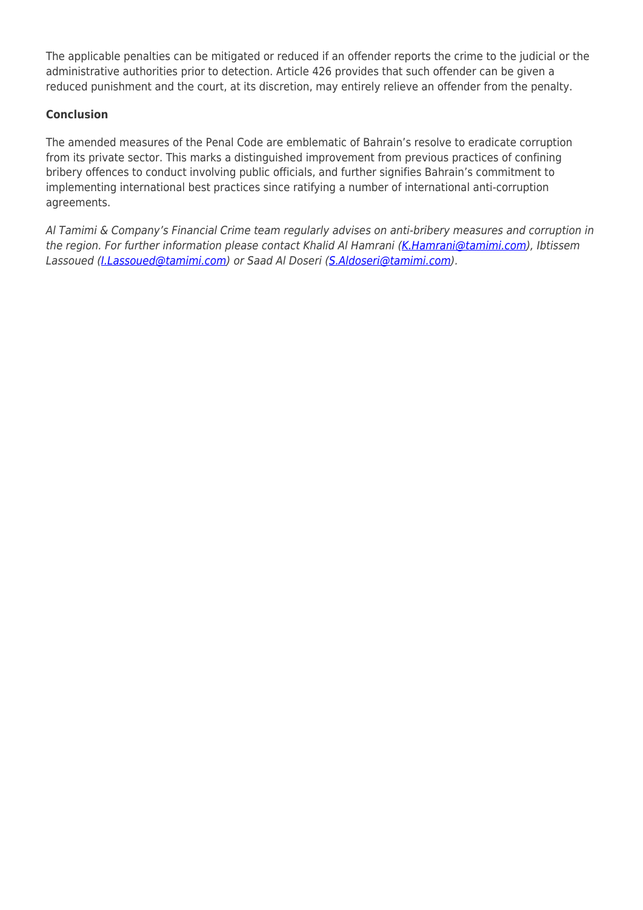The applicable penalties can be mitigated or reduced if an offender reports the crime to the judicial or the administrative authorities prior to detection. Article 426 provides that such offender can be given a reduced punishment and the court, at its discretion, may entirely relieve an offender from the penalty.

**Conclusion**

The amended measures of the Penal Code are emblematic of Bahrain's resolve to eradicate corruption from its private sector. This marks a distinguished improvement from previous practices of confining bribery offences to conduct involving public officials, and further signifies Bahrain's commitment to implementing international best practices since ratifying a number of international anti-corruption agreements.

*Al Tamimi & Company's Financial Crime team regularly advises on anti-bribery measures and corruption in the region. For further information please contact Khalid Al Hamrani ([K.Hamrani@tamimi.com](mailto:K.Hamrani@tamimi.com)), Ibtissem Lassoued ([I.Lassoued@tamimi.com](mailto:I.Lassoued@tamimi.com)) or Saad Al Doseri ([S.Aldoseri@tamimi.com](mailto:S.Aldoseri@tamimi.com)).*